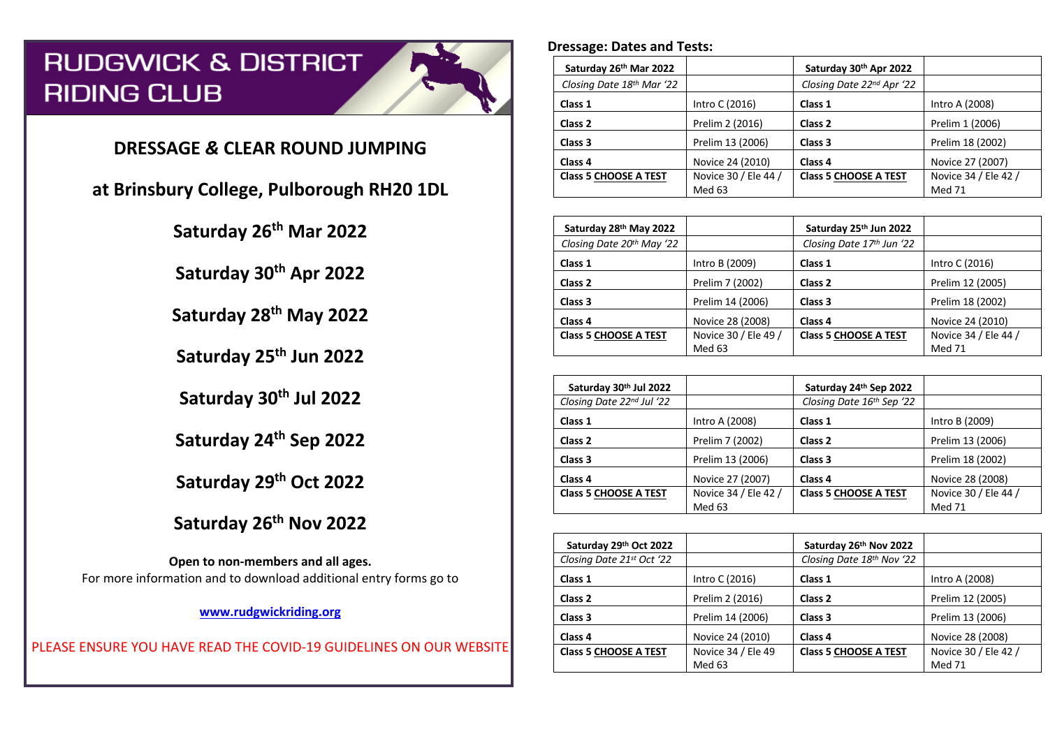# RUDGWICK & DISTRICT RIDING CLUB

## DRESSAGE & CLEAR ROUND JUMPING

## at Brinsbury College, Pulborough RH20 1DL

**Saturday 26th Mar 2022**

**Saturday 30th Apr 2022**

**Saturday 28th May 2022**

**Saturday 25th Jun 2022**

**Saturday 30th Jul 2022**

**Saturday 24th Sep 2022**

**Saturday 29th Oct 2022**

**Saturday 26th Nov 2022**

**Open to non-members and all ages.**

For more information and to download additional entry forms go to

**www.rudgwickriding.org**

PLEASE ENSURE YOU HAVE READ THE COVID-19 GUIDELINES ON OUR WEBSITE

**Dressage: Dates and Tests:**

| **Saturday 26th Mar 2022** | | **Saturday 30th Apr 2022** | |
|---|---|---|---|
| *Closing Date 18th Mar '22* | | *Closing Date 22nd Apr '22* | |
| **Class 1** | Intro C (2016) | **Class 1** | Intro A (2008) |
| **Class 2** | Prelim 2 (2016) | **Class 2** | Prelim 1 (2006) |
| **Class 3** | Prelim 13 (2006) | **Class 3** | Prelim 18 (2002) |
| **Class 4** | Novice 24 (2010) | **Class 4** | Novice 27 (2007) |
| **Class 5 CHOOSE A TEST** | Novice 30 / Ele 44 / Med 63 | **Class 5 CHOOSE A TEST** | Novice 34 / Ele 42 / Med 71 |

| **Saturday 28th May 2022** | | **Saturday 25th Jun 2022** | |
|---|---|---|---|
| *Closing Date 20th May '22* | | *Closing Date 17th Jun '22* | |
| **Class 1** | Intro B (2009) | **Class 1** | Intro C (2016) |
| **Class 2** | Prelim 7 (2002) | **Class 2** | Prelim 12 (2005) |
| **Class 3** | Prelim 14 (2006) | **Class 3** | Prelim 18 (2002) |
| **Class 4** | Novice 28 (2008) | **Class 4** | Novice 24 (2010) |
| **Class 5 CHOOSE A TEST** | Novice 30 / Ele 49 / Med 63 | **Class 5 CHOOSE A TEST** | Novice 34 / Ele 44 / Med 71 |

| **Saturday 30th Jul 2022** | | **Saturday 24th Sep 2022** | |
|---|---|---|---|
| *Closing Date 22nd Jul '22* | | *Closing Date 16th Sep '22* | |
| **Class 1** | Intro A (2008) | **Class 1** | Intro B (2009) |
| **Class 2** | Prelim 7 (2002) | **Class 2** | Prelim 13 (2006) |
| **Class 3** | Prelim 13 (2006) | **Class 3** | Prelim 18 (2002) |
| **Class 4** | Novice 27 (2007) | **Class 4** | Novice 28 (2008) |
| **Class 5 CHOOSE A TEST** | Novice 34 / Ele 42 / Med 63 | **Class 5 CHOOSE A TEST** | Novice 30 / Ele 44 / Med 71 |

| **Saturday 29th Oct 2022** | | **Saturday 26th Nov 2022** | |
|---|---|---|---|
| *Closing Date 21st Oct '22* | | *Closing Date 18th Nov '22* | |
| **Class 1** | Intro C (2016) | **Class 1** | Intro A (2008) |
| **Class 2** | Prelim 2 (2016) | **Class 2** | Prelim 12 (2005) |
| **Class 3** | Prelim 14 (2006) | **Class 3** | Prelim 13 (2006) |
| **Class 4** | Novice 24 (2010) | **Class 4** | Novice 28 (2008) |
| **Class 5 CHOOSE A TEST** | Novice 34 / Ele 49 Med 63 | **Class 5 CHOOSE A TEST** | Novice 30 / Ele 42 / Med 71 |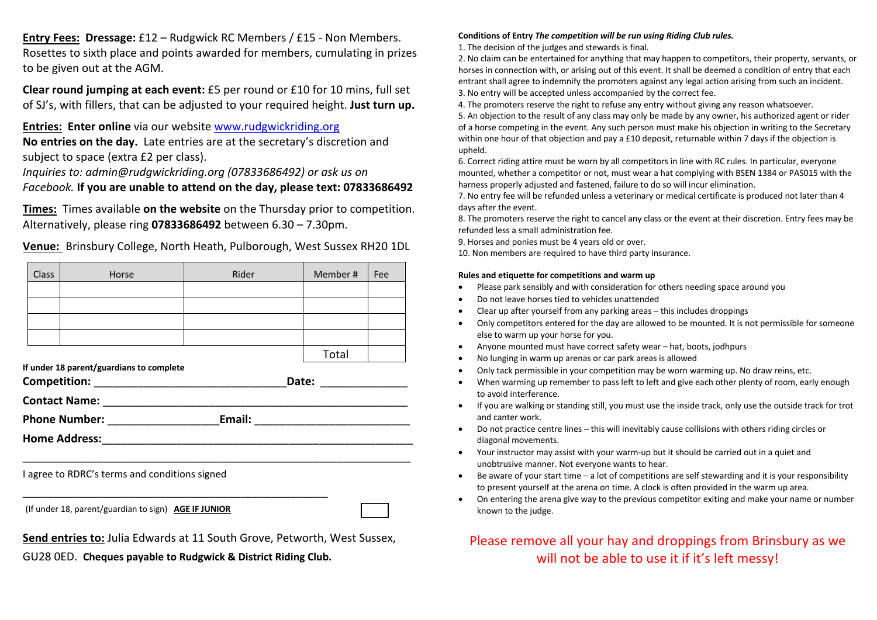**Entry Fees:** **Dressage:** £12 – Rudgwick RC Members / £15 - Non Members. Rosettes to sixth place and points awarded for members, cumulating in prizes to be given out at the AGM.

**Clear round jumping at each event:** £5 per round or £10 for 10 mins, full set of SJ's, with fillers, that can be adjusted to your required height. **Just turn up.**

**Entries:** **Enter online** via our website www.rudgwickriding.org

**No entries on the day.** Late entries are at the secretary's discretion and subject to space (extra £2 per class).

*Inquiries to: admin@rudgwickriding.org (07833686492) or ask us on Facebook.* **If you are unable to attend on the day, please text: 07833686492**

**Times:** Times available **on the website** on the Thursday prior to competition. Alternatively, please ring **07833686492** between 6.30 – 7.30pm.

**Venue:** Brinsbury College, North Heath, Pulborough, West Sussex RH20 1DL

| Class | Horse | Rider | Member # | Fee |
|---|---|---|---|---|
| | | | | |
| | | | | |
| | | | | |
| | | | | |
| | | | Total | |

**If under 18 parent/guardians to complete**

**Competition:** ______________________________ **Date:** ______________

**Contact Name:** ________________________________________________

**Phone Number:** _________________ **Email:** _________________________

**Home Address:** _________________________________________________

_____________________________________________________________________

I agree to RDRC's terms and conditions signed

_____________________________________________________

(If under 18, parent/guardian to sign) **AGE IF JUNIOR**

**Send entries to:** Julia Edwards at 11 South Grove, Petworth, West Sussex, GU28 0ED. **Cheques payable to Rudgwick & District Riding Club.**

**Conditions of Entry** ***The competition will be run using Riding Club rules.***

1. The decision of the judges and stewards is final.
2. No claim can be entertained for anything that may happen to competitors, their property, servants, or horses in connection with, or arising out of this event. It shall be deemed a condition of entry that each entrant shall agree to indemnify the promoters against any legal action arising from such an incident.
3. No entry will be accepted unless accompanied by the correct fee.
4. The promoters reserve the right to refuse any entry without giving any reason whatsoever.
5. An objection to the result of any class may only be made by any owner, his authorized agent or rider of a horse competing in the event. Any such person must make his objection in writing to the Secretary within one hour of that objection and pay a £10 deposit, returnable within 7 days if the objection is upheld.
6. Correct riding attire must be worn by all competitors in line with RC rules. In particular, everyone mounted, whether a competitor or not, must wear a hat complying with BSEN 1384 or PAS015 with the harness properly adjusted and fastened, failure to do so will incur elimination.
7. No entry fee will be refunded unless a veterinary or medical certificate is produced not later than 4 days after the event.
8. The promoters reserve the right to cancel any class or the event at their discretion. Entry fees may be refunded less a small administration fee.
9. Horses and ponies must be 4 years old or over.
10. Non members are required to have third party insurance.

**Rules and etiquette for competitions and warm up**

- Please park sensibly and with consideration for others needing space around you
- Do not leave horses tied to vehicles unattended
- Clear up after yourself from any parking areas – this includes droppings
- Only competitors entered for the day are allowed to be mounted. It is not permissible for someone else to warm up your horse for you.
- Anyone mounted must have correct safety wear – hat, boots, jodhpurs
- No lunging in warm up arenas or car park areas is allowed
- Only tack permissible in your competition may be worn warming up. No draw reins, etc.
- When warming up remember to pass left to left and give each other plenty of room, early enough to avoid interference.
- If you are walking or standing still, you must use the inside track, only use the outside track for trot and canter work.
- Do not practice centre lines – this will inevitably cause collisions with others riding circles or diagonal movements.
- Your instructor may assist with your warm-up but it should be carried out in a quiet and unobtrusive manner. Not everyone wants to hear.
- Be aware of your start time – a lot of competitions are self stewarding and it is your responsibility to present yourself at the arena on time. A clock is often provided in the warm up area.
- On entering the arena give way to the previous competitor exiting and make your name or number known to the judge.

Please remove all your hay and droppings from Brinsbury as we will not be able to use it if it's left messy!